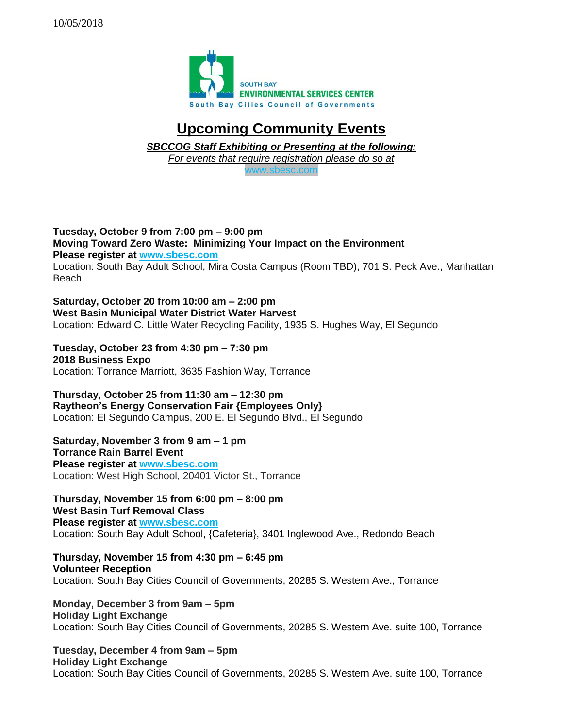10/05/2018

SOUTH BAY
ENVIRONMENTAL SERVICES CENTER
South Bay Cities Council of Governments

# Upcoming Community Events

***SBCCOG Staff Exhibiting or Presenting at the following:***
*For events that require registration please do so at*
www.sbesc.com

**Tuesday, October 9 from 7:00 pm – 9:00 pm**
**Moving Toward Zero Waste: Minimizing Your Impact on the Environment**
**Please register at www.sbesc.com**
Location: South Bay Adult School, Mira Costa Campus (Room TBD), 701 S. Peck Ave., Manhattan Beach

**Saturday, October 20 from 10:00 am – 2:00 pm**
**West Basin Municipal Water District Water Harvest**
Location: Edward C. Little Water Recycling Facility, 1935 S. Hughes Way, El Segundo

**Tuesday, October 23 from 4:30 pm – 7:30 pm**
**2018 Business Expo**
Location: Torrance Marriott, 3635 Fashion Way, Torrance

**Thursday, October 25 from 11:30 am – 12:30 pm**
**Raytheon's Energy Conservation Fair {Employees Only}**
Location: El Segundo Campus, 200 E. El Segundo Blvd., El Segundo

**Saturday, November 3 from 9 am – 1 pm**
**Torrance Rain Barrel Event**
**Please register at www.sbesc.com**
Location: West High School, 20401 Victor St., Torrance

**Thursday, November 15 from 6:00 pm – 8:00 pm**
**West Basin Turf Removal Class**
**Please register at www.sbesc.com**
Location: South Bay Adult School, {Cafeteria}, 3401 Inglewood Ave., Redondo Beach

**Thursday, November 15 from 4:30 pm – 6:45 pm**
**Volunteer Reception**
Location: South Bay Cities Council of Governments, 20285 S. Western Ave., Torrance

**Monday, December 3 from 9am – 5pm**
**Holiday Light Exchange**
Location: South Bay Cities Council of Governments, 20285 S. Western Ave. suite 100, Torrance

**Tuesday, December 4 from 9am – 5pm**
**Holiday Light Exchange**
Location: South Bay Cities Council of Governments, 20285 S. Western Ave. suite 100, Torrance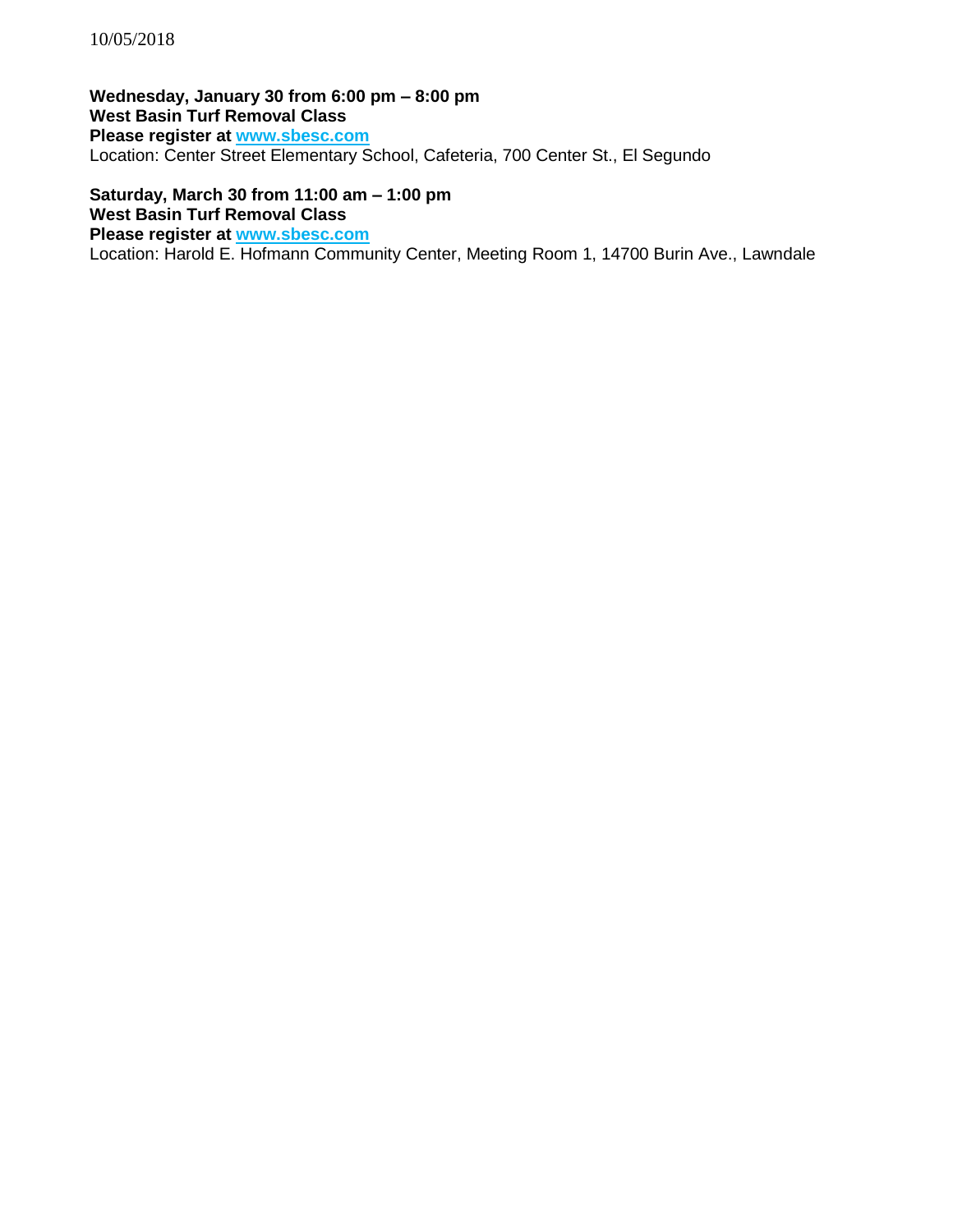**Wednesday, January 30 from 6:00 pm – 8:00 pm**
**West Basin Turf Removal Class**
**Please register at [www.sbesc.com](http://www.sbesc.com)**
Location: Center Street Elementary School, Cafeteria, 700 Center St., El Segundo

**Saturday, March 30 from 11:00 am – 1:00 pm**
**West Basin Turf Removal Class**
**Please register at [www.sbesc.com](http://www.sbesc.com)**
Location: Harold E. Hofmann Community Center, Meeting Room 1, 14700 Burin Ave., Lawndale